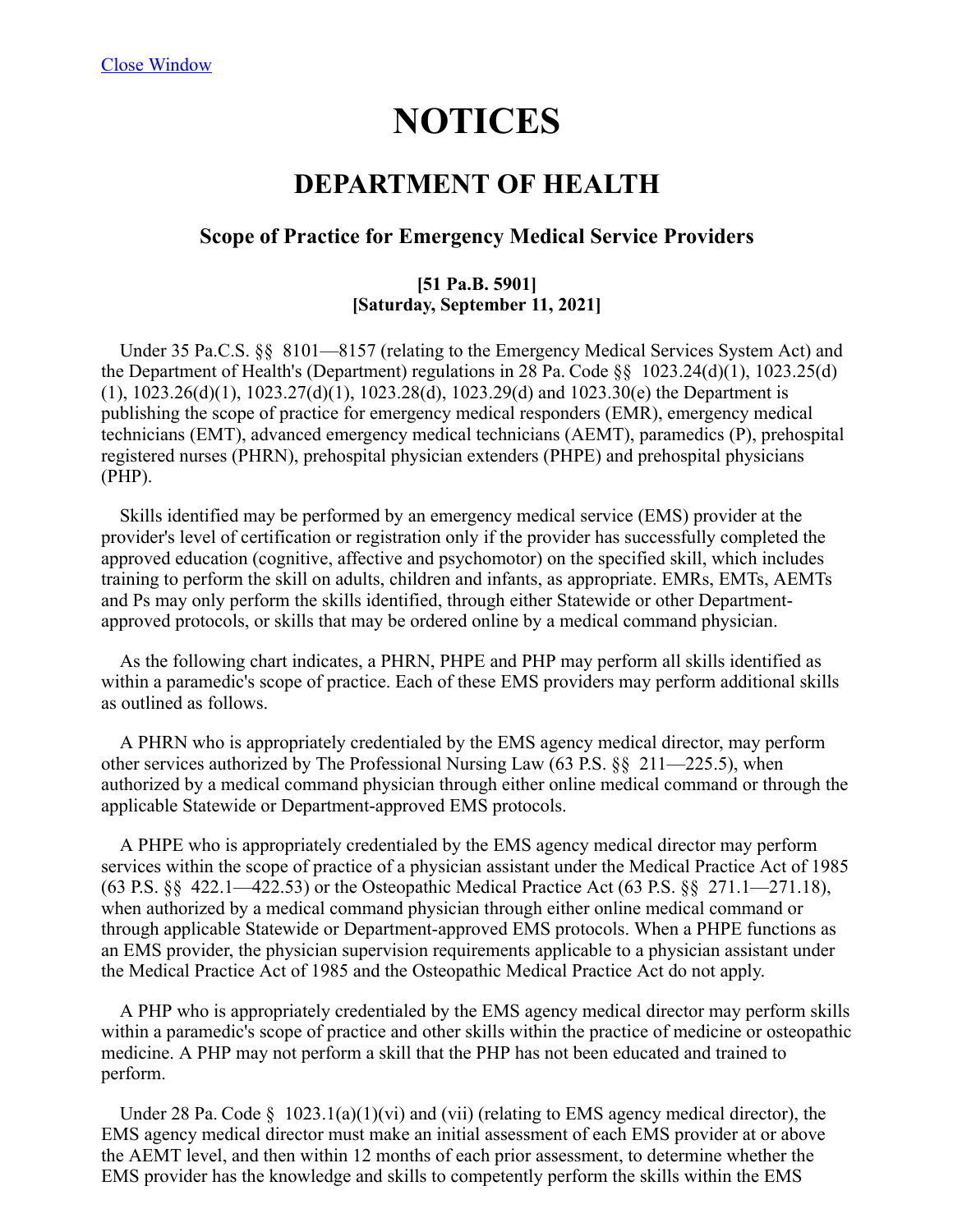# NOTICES

## DEPARTMENT OF HEALTH

### Scope of Practice for Emergency Medical Service Providers

**[51 Pa.B. 5901]**
**[Saturday, September 11, 2021]**

Under 35 Pa.C.S. §§ 8101—8157 (relating to the Emergency Medical Services System Act) and the Department of Health's (Department) regulations in 28 Pa. Code §§ 1023.24(d)(1), 1023.25(d)(1), 1023.26(d)(1), 1023.27(d)(1), 1023.28(d), 1023.29(d) and 1023.30(e) the Department is publishing the scope of practice for emergency medical responders (EMR), emergency medical technicians (EMT), advanced emergency medical technicians (AEMT), paramedics (P), prehospital registered nurses (PHRN), prehospital physician extenders (PHPE) and prehospital physicians (PHP).

Skills identified may be performed by an emergency medical service (EMS) provider at the provider's level of certification or registration only if the provider has successfully completed the approved education (cognitive, affective and psychomotor) on the specified skill, which includes training to perform the skill on adults, children and infants, as appropriate. EMRs, EMTs, AEMTs and Ps may only perform the skills identified, through either Statewide or other Department-approved protocols, or skills that may be ordered online by a medical command physician.

As the following chart indicates, a PHRN, PHPE and PHP may perform all skills identified as within a paramedic's scope of practice. Each of these EMS providers may perform additional skills as outlined as follows.

A PHRN who is appropriately credentialed by the EMS agency medical director, may perform other services authorized by The Professional Nursing Law (63 P.S. §§ 211—225.5), when authorized by a medical command physician through either online medical command or through the applicable Statewide or Department-approved EMS protocols.

A PHPE who is appropriately credentialed by the EMS agency medical director may perform services within the scope of practice of a physician assistant under the Medical Practice Act of 1985 (63 P.S. §§ 422.1—422.53) or the Osteopathic Medical Practice Act (63 P.S. §§ 271.1—271.18), when authorized by a medical command physician through either online medical command or through applicable Statewide or Department-approved EMS protocols. When a PHPE functions as an EMS provider, the physician supervision requirements applicable to a physician assistant under the Medical Practice Act of 1985 and the Osteopathic Medical Practice Act do not apply.

A PHP who is appropriately credentialed by the EMS agency medical director may perform skills within a paramedic's scope of practice and other skills within the practice of medicine or osteopathic medicine. A PHP may not perform a skill that the PHP has not been educated and trained to perform.

Under 28 Pa. Code § 1023.1(a)(1)(vi) and (vii) (relating to EMS agency medical director), the EMS agency medical director must make an initial assessment of each EMS provider at or above the AEMT level, and then within 12 months of each prior assessment, to determine whether the EMS provider has the knowledge and skills to competently perform the skills within the EMS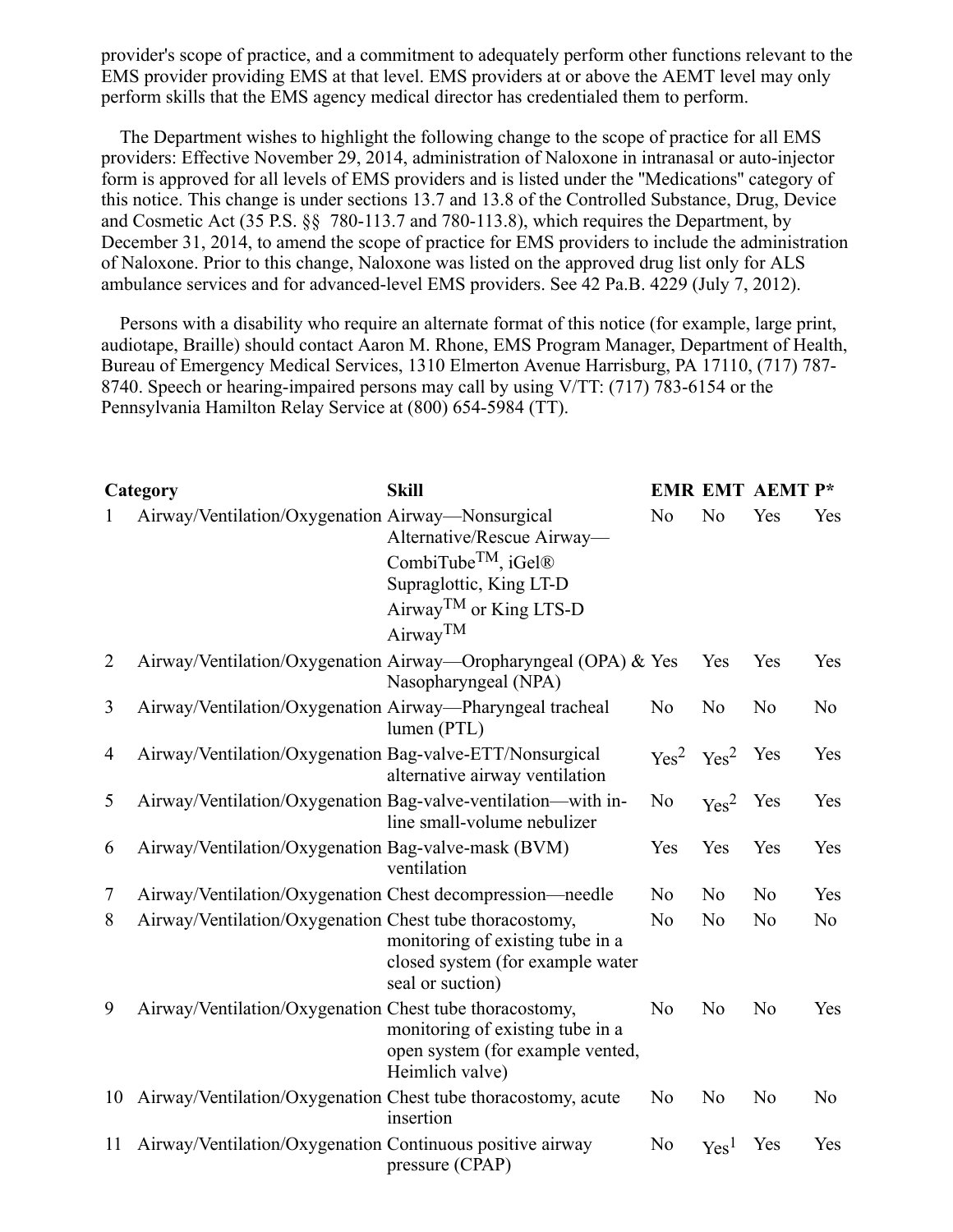provider's scope of practice, and a commitment to adequately perform other functions relevant to the EMS provider providing EMS at that level. EMS providers at or above the AEMT level may only perform skills that the EMS agency medical director has credentialed them to perform.

The Department wishes to highlight the following change to the scope of practice for all EMS providers: Effective November 29, 2014, administration of Naloxone in intranasal or auto-injector form is approved for all levels of EMS providers and is listed under the "Medications" category of this notice. This change is under sections 13.7 and 13.8 of the Controlled Substance, Drug, Device and Cosmetic Act (35 P.S. §§ 780-113.7 and 780-113.8), which requires the Department, by December 31, 2014, to amend the scope of practice for EMS providers to include the administration of Naloxone. Prior to this change, Naloxone was listed on the approved drug list only for ALS ambulance services and for advanced-level EMS providers. See 42 Pa.B. 4229 (July 7, 2012).

Persons with a disability who require an alternate format of this notice (for example, large print, audiotape, Braille) should contact Aaron M. Rhone, EMS Program Manager, Department of Health, Bureau of Emergency Medical Services, 1310 Elmerton Avenue Harrisburg, PA 17110, (717) 787-8740. Speech or hearing-impaired persons may call by using V/TT: (717) 783-6154 or the Pennsylvania Hamilton Relay Service at (800) 654-5984 (TT).

| | Category | Skill | EMR | EMT | AEMT | P* |
|---|---|---|---|---|---|---|
| 1 | Airway/Ventilation/Oxygenation | Airway—Nonsurgical Alternative/Rescue Airway—CombiTube™, iGel® Supraglottic, King LT-D Airway™ or King LTS-D Airway™ | No | No | Yes | Yes |
| 2 | Airway/Ventilation/Oxygenation | Airway—Oropharyngeal (OPA) & Nasopharyngeal (NPA) | Yes | Yes | Yes | Yes |
| 3 | Airway/Ventilation/Oxygenation | Airway—Pharyngeal tracheal lumen (PTL) | No | No | No | No |
| 4 | Airway/Ventilation/Oxygenation | Bag-valve-ETT/Nonsurgical alternative airway ventilation | Yes[2] | Yes[2] | Yes | Yes |
| 5 | Airway/Ventilation/Oxygenation | Bag-valve-ventilation—with in-line small-volume nebulizer | No | Yes[2] | Yes | Yes |
| 6 | Airway/Ventilation/Oxygenation | Bag-valve-mask (BVM) ventilation | Yes | Yes | Yes | Yes |
| 7 | Airway/Ventilation/Oxygenation | Chest decompression—needle | No | No | No | Yes |
| 8 | Airway/Ventilation/Oxygenation | Chest tube thoracostomy, monitoring of existing tube in a closed system (for example water seal or suction) | No | No | No | No |
| 9 | Airway/Ventilation/Oxygenation | Chest tube thoracostomy, monitoring of existing tube in a open system (for example vented, Heimlich valve) | No | No | No | Yes |
| 10 | Airway/Ventilation/Oxygenation | Chest tube thoracostomy, acute insertion | No | No | No | No |
| 11 | Airway/Ventilation/Oxygenation | Continuous positive airway pressure (CPAP) | No | Yes[1] | Yes | Yes |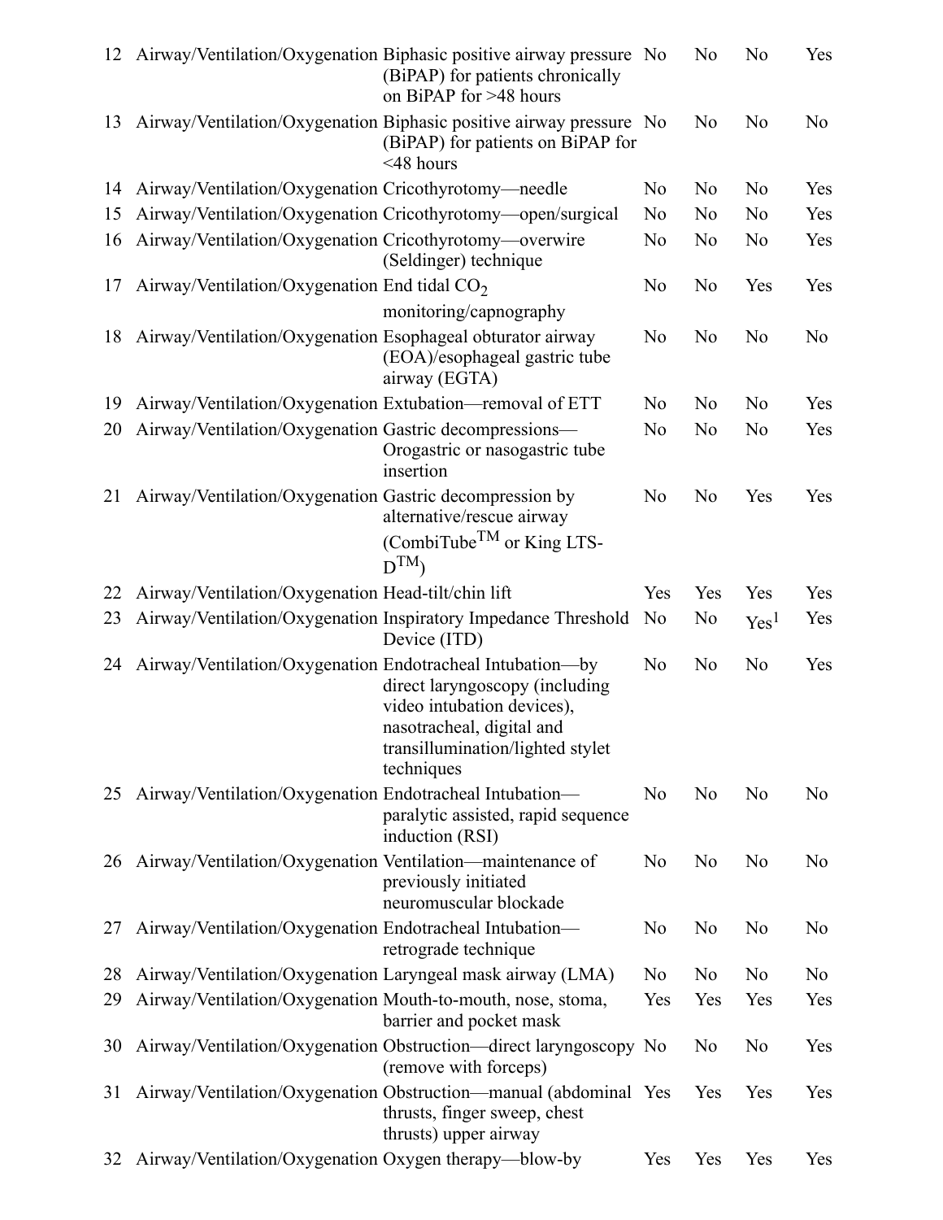| | | | | | | |
|---|---|---|---|---|---|---|
| 12 | Airway/Ventilation/Oxygenation | Biphasic positive airway pressure (BiPAP) for patients chronically on BiPAP for >48 hours | No | No | No | Yes |
| 13 | Airway/Ventilation/Oxygenation | Biphasic positive airway pressure (BiPAP) for patients on BiPAP for <48 hours | No | No | No | No |
| 14 | Airway/Ventilation/Oxygenation | Cricothyrotomy—needle | No | No | No | Yes |
| 15 | Airway/Ventilation/Oxygenation | Cricothyrotomy—open/surgical | No | No | No | Yes |
| 16 | Airway/Ventilation/Oxygenation | Cricothyrotomy—overwire (Seldinger) technique | No | No | No | Yes |
| 17 | Airway/Ventilation/Oxygenation | End tidal $CO_2$ monitoring/capnography | No | No | Yes | Yes |
| 18 | Airway/Ventilation/Oxygenation | Esophageal obturator airway (EOA)/esophageal gastric tube airway (EGTA) | No | No | No | No |
| 19 | Airway/Ventilation/Oxygenation | Extubation—removal of ETT | No | No | No | Yes |
| 20 | Airway/Ventilation/Oxygenation | Gastric decompressions—Orogastric or nasogastric tube insertion | No | No | No | Yes |
| 21 | Airway/Ventilation/Oxygenation | Gastric decompression by alternative/rescue airway (CombiTube™ or King LTS-D™) | No | No | Yes | Yes |
| 22 | Airway/Ventilation/Oxygenation | Head-tilt/chin lift | Yes | Yes | Yes | Yes |
| 23 | Airway/Ventilation/Oxygenation | Inspiratory Impedance Threshold Device (ITD) | No | No | Yes[1] | Yes |
| 24 | Airway/Ventilation/Oxygenation | Endotracheal Intubation—by direct laryngoscopy (including video intubation devices), nasotracheal, digital and transillumination/lighted stylet techniques | No | No | No | Yes |
| 25 | Airway/Ventilation/Oxygenation | Endotracheal Intubation—paralytic assisted, rapid sequence induction (RSI) | No | No | No | No |
| 26 | Airway/Ventilation/Oxygenation | Ventilation—maintenance of previously initiated neuromuscular blockade | No | No | No | No |
| 27 | Airway/Ventilation/Oxygenation | Endotracheal Intubation—retrograde technique | No | No | No | No |
| 28 | Airway/Ventilation/Oxygenation | Laryngeal mask airway (LMA) | No | No | No | No |
| 29 | Airway/Ventilation/Oxygenation | Mouth-to-mouth, nose, stoma, barrier and pocket mask | Yes | Yes | Yes | Yes |
| 30 | Airway/Ventilation/Oxygenation | Obstruction—direct laryngoscopy (remove with forceps) | No | No | No | Yes |
| 31 | Airway/Ventilation/Oxygenation | Obstruction—manual (abdominal thrusts, finger sweep, chest thrusts) upper airway | Yes | Yes | Yes | Yes |
| 32 | Airway/Ventilation/Oxygenation | Oxygen therapy—blow-by | Yes | Yes | Yes | Yes |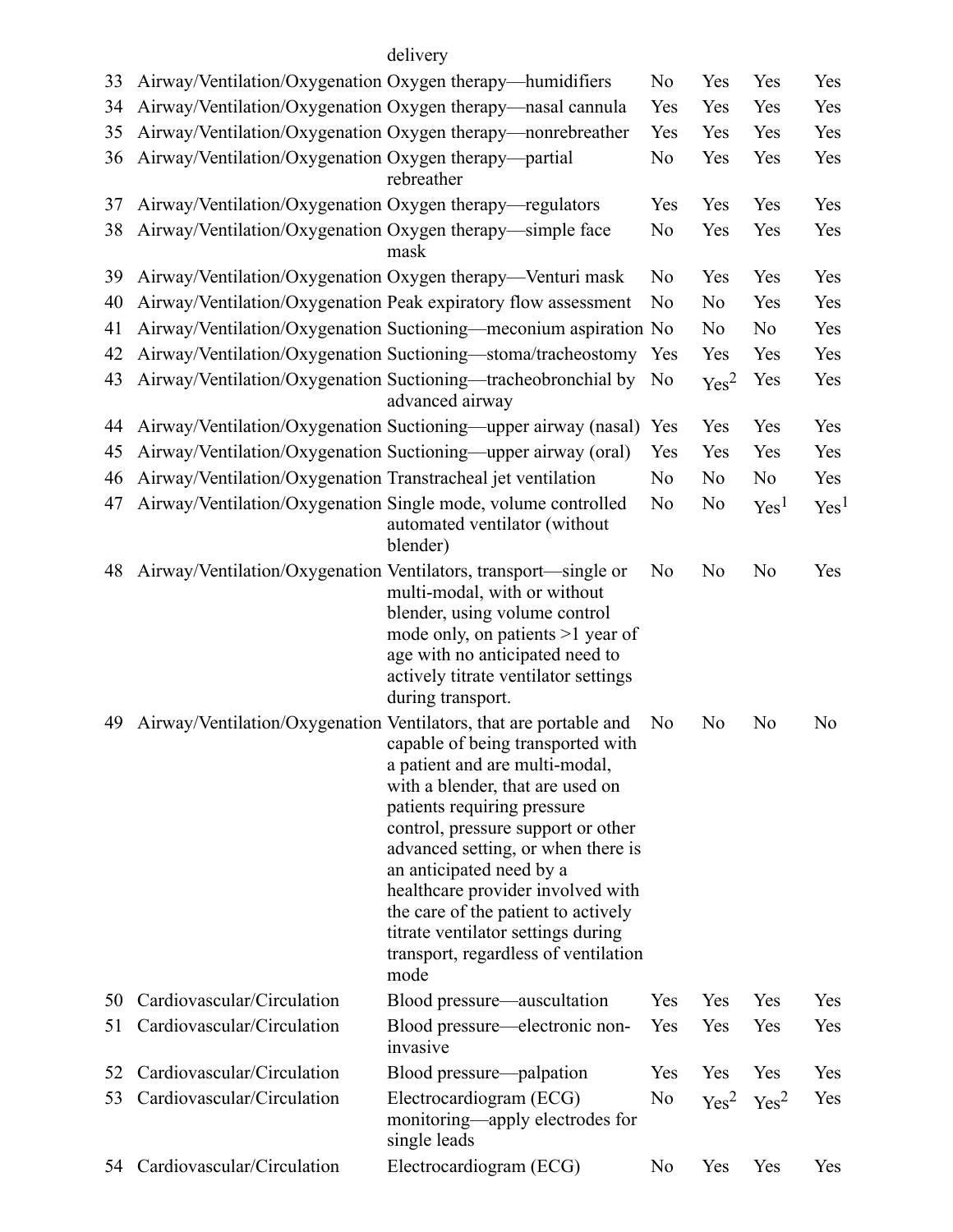| | | delivery | | | | |
|---|---|---|---|---|---|---|
| 33 | Airway/Ventilation/Oxygenation | Oxygen therapy—humidifiers | No | Yes | Yes | Yes |
| 34 | Airway/Ventilation/Oxygenation | Oxygen therapy—nasal cannula | Yes | Yes | Yes | Yes |
| 35 | Airway/Ventilation/Oxygenation | Oxygen therapy—nonrebreather | Yes | Yes | Yes | Yes |
| 36 | Airway/Ventilation/Oxygenation | Oxygen therapy—partial rebreather | No | Yes | Yes | Yes |
| 37 | Airway/Ventilation/Oxygenation | Oxygen therapy—regulators | Yes | Yes | Yes | Yes |
| 38 | Airway/Ventilation/Oxygenation | Oxygen therapy—simple face mask | No | Yes | Yes | Yes |
| 39 | Airway/Ventilation/Oxygenation | Oxygen therapy—Venturi mask | No | Yes | Yes | Yes |
| 40 | Airway/Ventilation/Oxygenation | Peak expiratory flow assessment | No | No | Yes | Yes |
| 41 | Airway/Ventilation/Oxygenation | Suctioning—meconium aspiration | No | No | No | Yes |
| 42 | Airway/Ventilation/Oxygenation | Suctioning—stoma/tracheostomy | Yes | Yes | Yes | Yes |
| 43 | Airway/Ventilation/Oxygenation | Suctioning—tracheobronchial by advanced airway | No | Yes[2] | Yes | Yes |
| 44 | Airway/Ventilation/Oxygenation | Suctioning—upper airway (nasal) | Yes | Yes | Yes | Yes |
| 45 | Airway/Ventilation/Oxygenation | Suctioning—upper airway (oral) | Yes | Yes | Yes | Yes |
| 46 | Airway/Ventilation/Oxygenation | Transtracheal jet ventilation | No | No | No | Yes |
| 47 | Airway/Ventilation/Oxygenation | Single mode, volume controlled automated ventilator (without blender) | No | No | Yes[1] | Yes[1] |
| 48 | Airway/Ventilation/Oxygenation | Ventilators, transport—single or multi-modal, with or without blender, using volume control mode only, on patients >1 year of age with no anticipated need to actively titrate ventilator settings during transport. | No | No | No | Yes |
| 49 | Airway/Ventilation/Oxygenation | Ventilators, that are portable and capable of being transported with a patient and are multi-modal, with a blender, that are used on patients requiring pressure control, pressure support or other advanced setting, or when there is an anticipated need by a healthcare provider involved with the care of the patient to actively titrate ventilator settings during transport, regardless of ventilation mode | No | No | No | No |
| 50 | Cardiovascular/Circulation | Blood pressure—auscultation | Yes | Yes | Yes | Yes |
| 51 | Cardiovascular/Circulation | Blood pressure—electronic non-invasive | Yes | Yes | Yes | Yes |
| 52 | Cardiovascular/Circulation | Blood pressure—palpation | Yes | Yes | Yes | Yes |
| 53 | Cardiovascular/Circulation | Electrocardiogram (ECG) monitoring—apply electrodes for single leads | No | Yes[2] | Yes[2] | Yes |
| 54 | Cardiovascular/Circulation | Electrocardiogram (ECG) | No | Yes | Yes | Yes |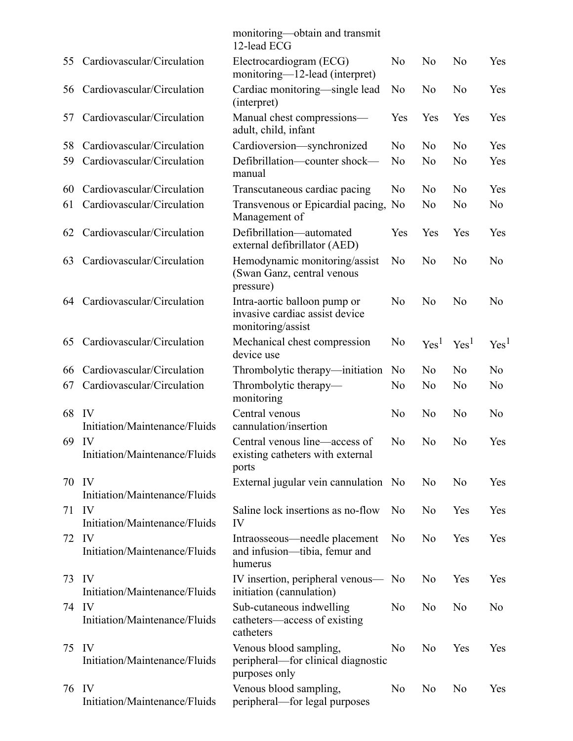| | | | | | | |
|---|---|---|---|---|---|---|
| | | monitoring—obtain and transmit 12-lead ECG | | | | |
| 55 | Cardiovascular/Circulation | Electrocardiogram (ECG) monitoring—12-lead (interpret) | No | No | No | Yes |
| 56 | Cardiovascular/Circulation | Cardiac monitoring—single lead (interpret) | No | No | No | Yes |
| 57 | Cardiovascular/Circulation | Manual chest compressions—adult, child, infant | Yes | Yes | Yes | Yes |
| 58 | Cardiovascular/Circulation | Cardioversion—synchronized | No | No | No | Yes |
| 59 | Cardiovascular/Circulation | Defibrillation—counter shock—manual | No | No | No | Yes |
| 60 | Cardiovascular/Circulation | Transcutaneous cardiac pacing | No | No | No | Yes |
| 61 | Cardiovascular/Circulation | Transvenous or Epicardial pacing, Management of | No | No | No | No |
| 62 | Cardiovascular/Circulation | Defibrillation—automated external defibrillator (AED) | Yes | Yes | Yes | Yes |
| 63 | Cardiovascular/Circulation | Hemodynamic monitoring/assist (Swan Ganz, central venous pressure) | No | No | No | No |
| 64 | Cardiovascular/Circulation | Intra-aortic balloon pump or invasive cardiac assist device monitoring/assist | No | No | No | No |
| 65 | Cardiovascular/Circulation | Mechanical chest compression device use | No | Yes[1] | Yes[1] | Yes[1] |
| 66 | Cardiovascular/Circulation | Thrombolytic therapy—initiation | No | No | No | No |
| 67 | Cardiovascular/Circulation | Thrombolytic therapy—monitoring | No | No | No | No |
| 68 | IV Initiation/Maintenance/Fluids | Central venous cannulation/insertion | No | No | No | No |
| 69 | IV Initiation/Maintenance/Fluids | Central venous line—access of existing catheters with external ports | No | No | No | Yes |
| 70 | IV Initiation/Maintenance/Fluids | External jugular vein cannulation | No | No | No | Yes |
| 71 | IV Initiation/Maintenance/Fluids | Saline lock insertions as no-flow IV | No | No | Yes | Yes |
| 72 | IV Initiation/Maintenance/Fluids | Intraosseous—needle placement and infusion—tibia, femur and humerus | No | No | Yes | Yes |
| 73 | IV Initiation/Maintenance/Fluids | IV insertion, peripheral venous—initiation (cannulation) | No | No | Yes | Yes |
| 74 | IV Initiation/Maintenance/Fluids | Sub-cutaneous indwelling catheters—access of existing catheters | No | No | No | No |
| 75 | IV Initiation/Maintenance/Fluids | Venous blood sampling, peripheral—for clinical diagnostic purposes only | No | No | Yes | Yes |
| 76 | IV Initiation/Maintenance/Fluids | Venous blood sampling, peripheral—for legal purposes | No | No | No | Yes |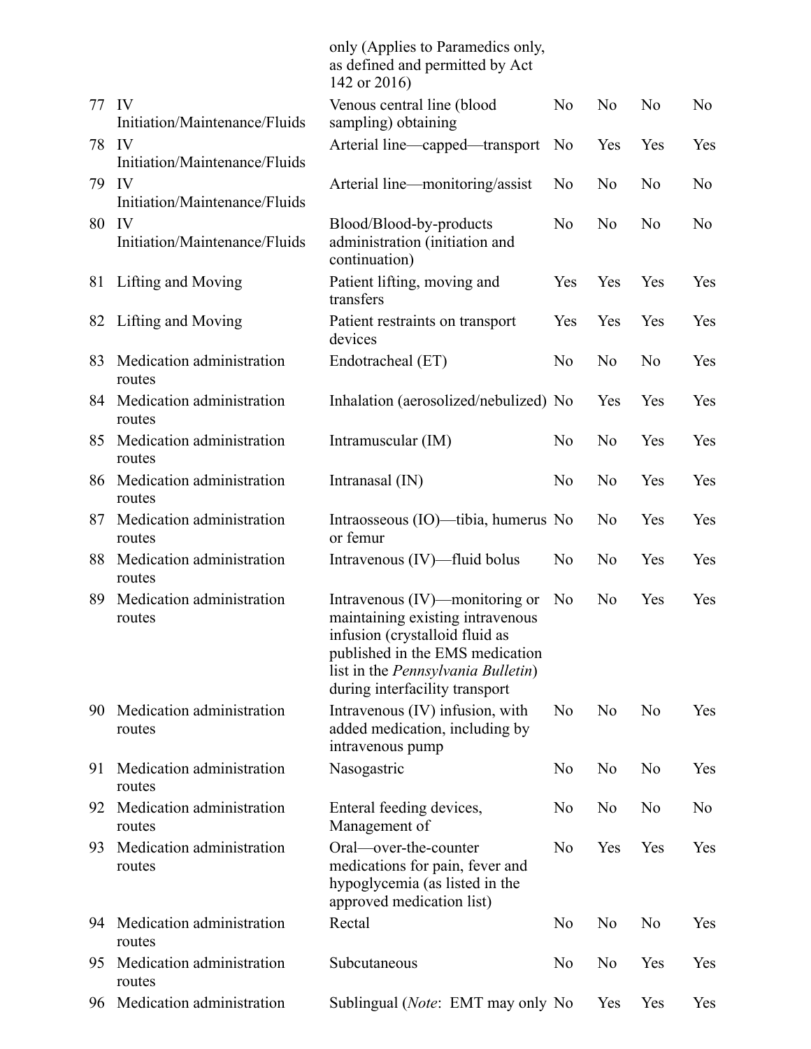| | | | | | | |
|---|---|---|---|---|---|---|
| | | only (Applies to Paramedics only, as defined and permitted by Act 142 or 2016) | | | | |
| 77 | IV Initiation/Maintenance/Fluids | Venous central line (blood sampling) obtaining | No | No | No | No |
| 78 | IV Initiation/Maintenance/Fluids | Arterial line—capped—transport | No | Yes | Yes | Yes |
| 79 | IV Initiation/Maintenance/Fluids | Arterial line—monitoring/assist | No | No | No | No |
| 80 | IV Initiation/Maintenance/Fluids | Blood/Blood-by-products administration (initiation and continuation) | No | No | No | No |
| 81 | Lifting and Moving | Patient lifting, moving and transfers | Yes | Yes | Yes | Yes |
| 82 | Lifting and Moving | Patient restraints on transport devices | Yes | Yes | Yes | Yes |
| 83 | Medication administration routes | Endotracheal (ET) | No | No | No | Yes |
| 84 | Medication administration routes | Inhalation (aerosolized/nebulized) | No | Yes | Yes | Yes |
| 85 | Medication administration routes | Intramuscular (IM) | No | No | Yes | Yes |
| 86 | Medication administration routes | Intranasal (IN) | No | No | Yes | Yes |
| 87 | Medication administration routes | Intraosseous (IO)—tibia, humerus or femur | No | No | Yes | Yes |
| 88 | Medication administration routes | Intravenous (IV)—fluid bolus | No | No | Yes | Yes |
| 89 | Medication administration routes | Intravenous (IV)—monitoring or maintaining existing intravenous infusion (crystalloid fluid as published in the EMS medication list in the *Pennsylvania Bulletin*) during interfacility transport | No | No | Yes | Yes |
| 90 | Medication administration routes | Intravenous (IV) infusion, with added medication, including by intravenous pump | No | No | No | Yes |
| 91 | Medication administration routes | Nasogastric | No | No | No | Yes |
| 92 | Medication administration routes | Enteral feeding devices, Management of | No | No | No | No |
| 93 | Medication administration routes | Oral—over-the-counter medications for pain, fever and hypoglycemia (as listed in the approved medication list) | No | Yes | Yes | Yes |
| 94 | Medication administration routes | Rectal | No | No | No | Yes |
| 95 | Medication administration routes | Subcutaneous | No | No | Yes | Yes |
| 96 | Medication administration | Sublingual (*Note*: EMT may only | No | Yes | Yes | Yes |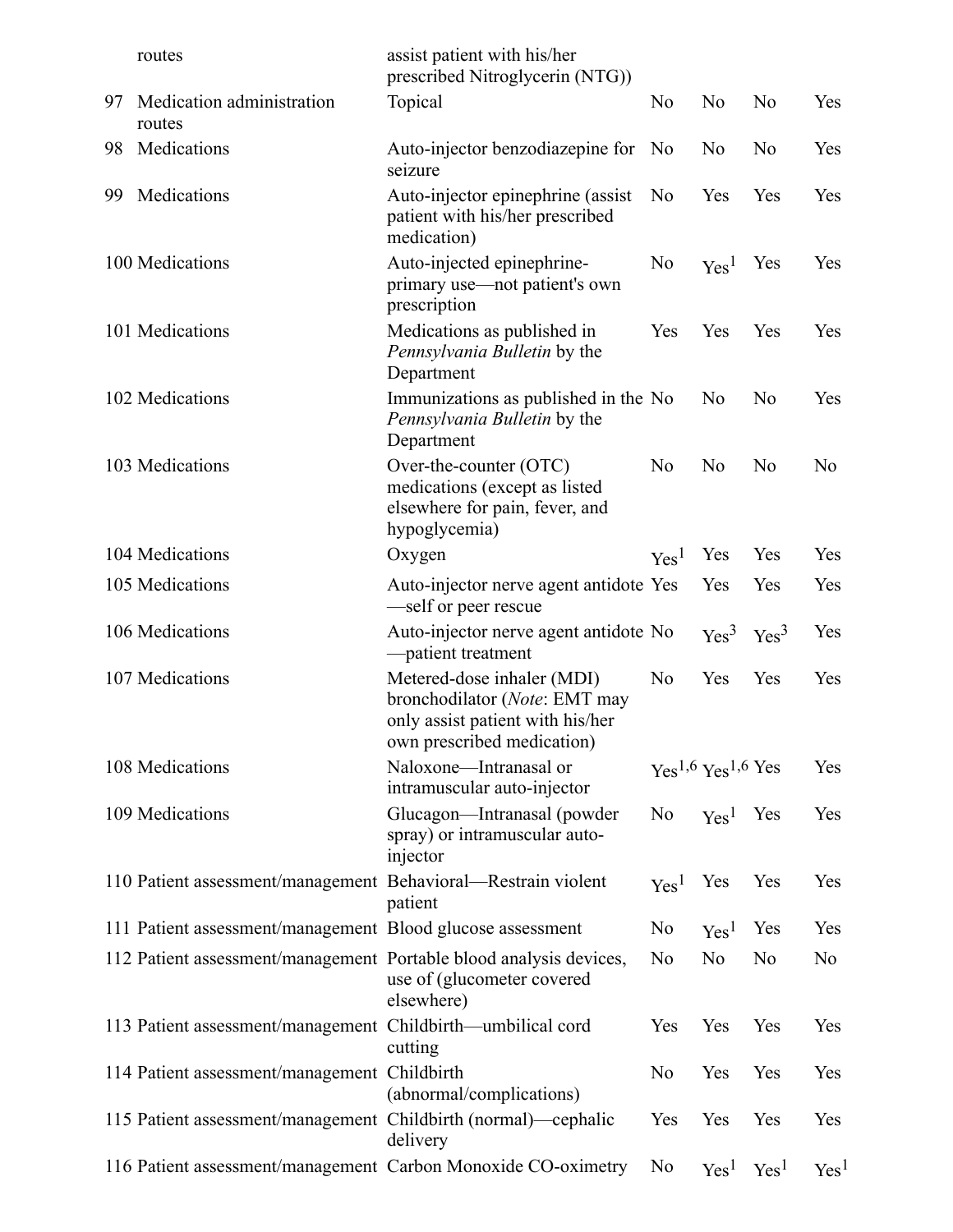| | | | | | | |
|---|---|---|---|---|---|---|
| | routes | assist patient with his/her prescribed Nitroglycerin (NTG)) | | | | |
| 97 | Medication administration routes | Topical | No | No | No | Yes |
| 98 | Medications | Auto-injector benzodiazepine for seizure | No | No | No | Yes |
| 99 | Medications | Auto-injector epinephrine (assist patient with his/her prescribed medication) | No | Yes | Yes | Yes |
| 100 | Medications | Auto-injected epinephrine-primary use—not patient's own prescription | No | Yes[1] | Yes | Yes |
| 101 | Medications | Medications as published in *Pennsylvania Bulletin* by the Department | Yes | Yes | Yes | Yes |
| 102 | Medications | Immunizations as published in the *Pennsylvania Bulletin* by the Department | No | No | No | Yes |
| 103 | Medications | Over-the-counter (OTC) medications (except as listed elsewhere for pain, fever, and hypoglycemia) | No | No | No | No |
| 104 | Medications | Oxygen | Yes[1] | Yes | Yes | Yes |
| 105 | Medications | Auto-injector nerve agent antidote—self or peer rescue | Yes | Yes | Yes | Yes |
| 106 | Medications | Auto-injector nerve agent antidote—patient treatment | No | Yes[3] | Yes[3] | Yes |
| 107 | Medications | Metered-dose inhaler (MDI) bronchodilator (*Note*: EMT may only assist patient with his/her own prescribed medication) | No | Yes | Yes | Yes |
| 108 | Medications | Naloxone—Intranasal or intramuscular auto-injector | Yes[1,6] | Yes[1,6] | Yes | Yes |
| 109 | Medications | Glucagon—Intranasal (powder spray) or intramuscular auto-injector | No | Yes[1] | Yes | Yes |
| 110 | Patient assessment/management | Behavioral—Restrain violent patient | Yes[1] | Yes | Yes | Yes |
| 111 | Patient assessment/management | Blood glucose assessment | No | Yes[1] | Yes | Yes |
| 112 | Patient assessment/management | Portable blood analysis devices, use of (glucometer covered elsewhere) | No | No | No | No |
| 113 | Patient assessment/management | Childbirth—umbilical cord cutting | Yes | Yes | Yes | Yes |
| 114 | Patient assessment/management | Childbirth (abnormal/complications) | No | Yes | Yes | Yes |
| 115 | Patient assessment/management | Childbirth (normal)—cephalic delivery | Yes | Yes | Yes | Yes |
| 116 | Patient assessment/management | Carbon Monoxide CO-oximetry | No | Yes[1] | Yes[1] | Yes[1] |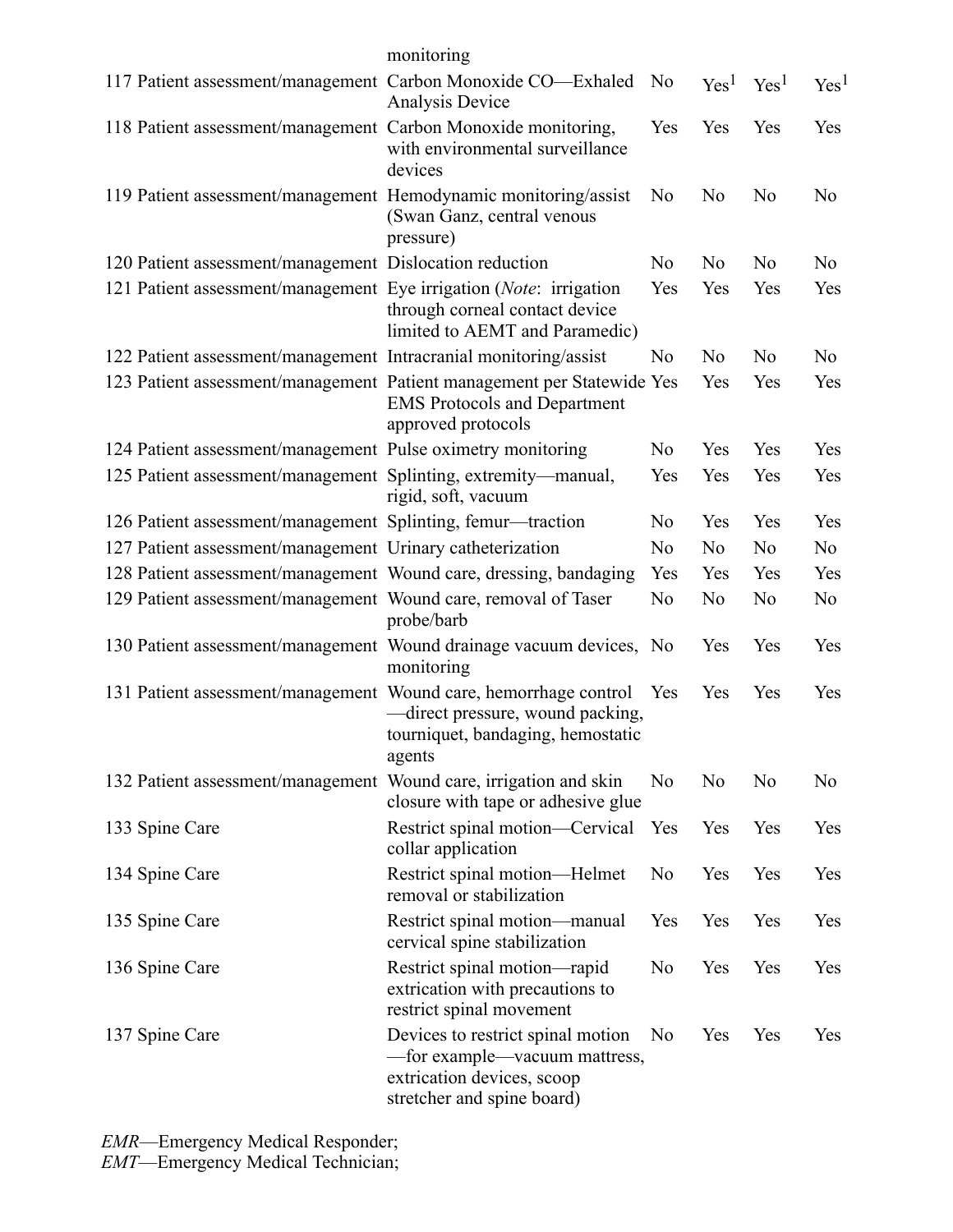| | | | | | | |
|---|---|---|---|---|---|---|
| | | monitoring | | | | |
| 117 | Patient assessment/management | Carbon Monoxide CO—Exhaled Analysis Device | No | Yes[1] | Yes[1] | Yes[1] |
| 118 | Patient assessment/management | Carbon Monoxide monitoring, with environmental surveillance devices | Yes | Yes | Yes | Yes |
| 119 | Patient assessment/management | Hemodynamic monitoring/assist (Swan Ganz, central venous pressure) | No | No | No | No |
| 120 | Patient assessment/management | Dislocation reduction | No | No | No | No |
| 121 | Patient assessment/management | Eye irrigation (*Note*: irrigation through corneal contact device limited to AEMT and Paramedic) | Yes | Yes | Yes | Yes |
| 122 | Patient assessment/management | Intracranial monitoring/assist | No | No | No | No |
| 123 | Patient assessment/management | Patient management per Statewide EMS Protocols and Department approved protocols | Yes | Yes | Yes | Yes |
| 124 | Patient assessment/management | Pulse oximetry monitoring | No | Yes | Yes | Yes |
| 125 | Patient assessment/management | Splinting, extremity—manual, rigid, soft, vacuum | Yes | Yes | Yes | Yes |
| 126 | Patient assessment/management | Splinting, femur—traction | No | Yes | Yes | Yes |
| 127 | Patient assessment/management | Urinary catheterization | No | No | No | No |
| 128 | Patient assessment/management | Wound care, dressing, bandaging | Yes | Yes | Yes | Yes |
| 129 | Patient assessment/management | Wound care, removal of Taser probe/barb | No | No | No | No |
| 130 | Patient assessment/management | Wound drainage vacuum devices, monitoring | No | Yes | Yes | Yes |
| 131 | Patient assessment/management | Wound care, hemorrhage control —direct pressure, wound packing, tourniquet, bandaging, hemostatic agents | Yes | Yes | Yes | Yes |
| 132 | Patient assessment/management | Wound care, irrigation and skin closure with tape or adhesive glue | No | No | No | No |
| 133 | Spine Care | Restrict spinal motion—Cervical collar application | Yes | Yes | Yes | Yes |
| 134 | Spine Care | Restrict spinal motion—Helmet removal or stabilization | No | Yes | Yes | Yes |
| 135 | Spine Care | Restrict spinal motion—manual cervical spine stabilization | Yes | Yes | Yes | Yes |
| 136 | Spine Care | Restrict spinal motion—rapid extrication with precautions to restrict spinal movement | No | Yes | Yes | Yes |
| 137 | Spine Care | Devices to restrict spinal motion —for example—vacuum mattress, extrication devices, scoop stretcher and spine board) | No | Yes | Yes | Yes |

*EMR*—Emergency Medical Responder;
*EMT*—Emergency Medical Technician;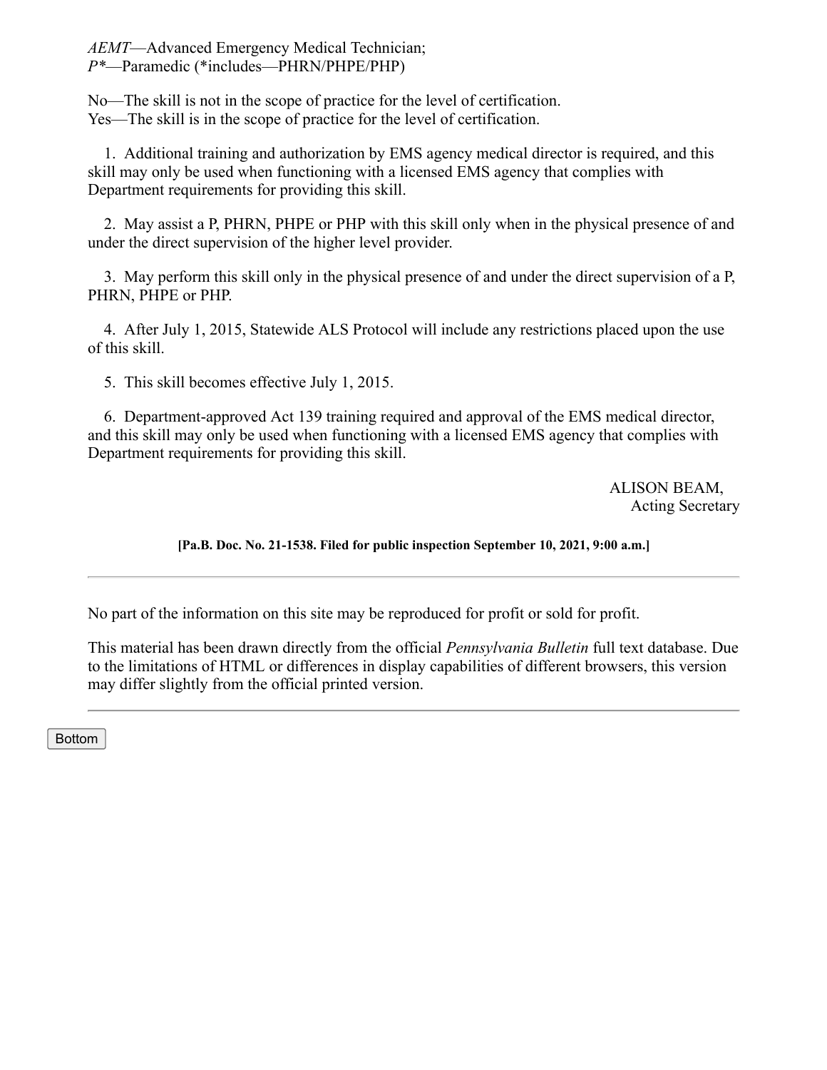*AEMT*—Advanced Emergency Medical Technician;
*P**—Paramedic (*includes—PHRN/PHPE/PHP)

No—The skill is not in the scope of practice for the level of certification.
Yes—The skill is in the scope of practice for the level of certification.

1. Additional training and authorization by EMS agency medical director is required, and this skill may only be used when functioning with a licensed EMS agency that complies with Department requirements for providing this skill.

2. May assist a P, PHRN, PHPE or PHP with this skill only when in the physical presence of and under the direct supervision of the higher level provider.

3. May perform this skill only in the physical presence of and under the direct supervision of a P, PHRN, PHPE or PHP.

4. After July 1, 2015, Statewide ALS Protocol will include any restrictions placed upon the use of this skill.

5. This skill becomes effective July 1, 2015.

6. Department-approved Act 139 training required and approval of the EMS medical director, and this skill may only be used when functioning with a licensed EMS agency that complies with Department requirements for providing this skill.

ALISON BEAM,
Acting Secretary

**[Pa.B. Doc. No. 21-1538. Filed for public inspection September 10, 2021, 9:00 a.m.]**

---

No part of the information on this site may be reproduced for profit or sold for profit.

This material has been drawn directly from the official *Pennsylvania Bulletin* full text database. Due to the limitations of HTML or differences in display capabilities of different browsers, this version may differ slightly from the official printed version.

---

Bottom